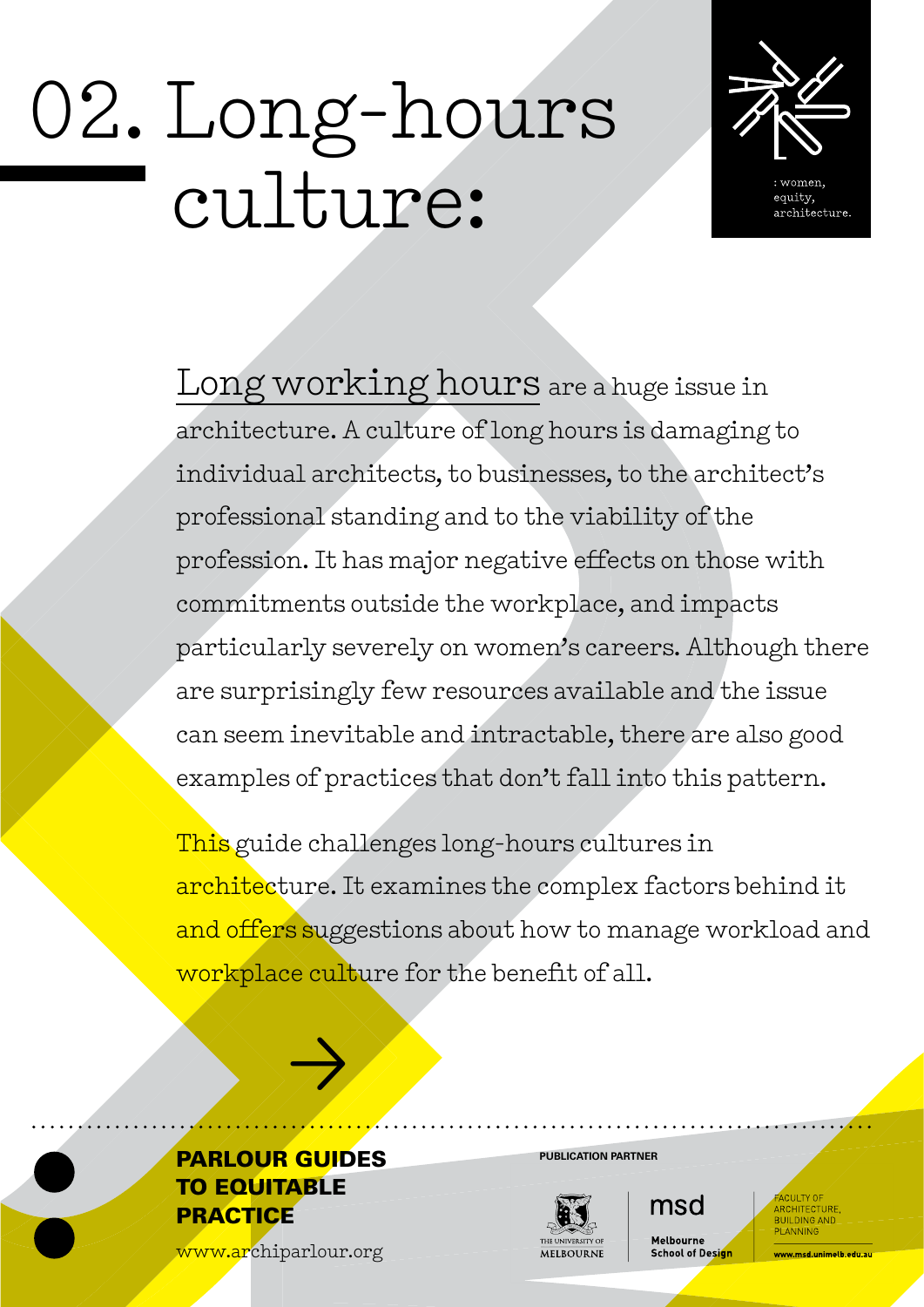# 02. Long-hours culture:

: women, equity, architecture.

Long working hours are a huge issue in architecture. A culture of long hours is damaging to individual architects, to businesses, to the architect's professional standing and to the viability of the profession. It has major negative effects on those with commitments outside the workplace, and impacts particularly severely on women's careers. Although there are surprisingly few resources available and the issue can seem inevitable and intractable, there are also good examples of practices that don't fall into this pattern.

This guide challenges long-hours cultures in architecture. It examines the complex factors behind it and offers suggestions about how to manage workload and workplace culture for the benefit of all.

→

**PARLOUR GUIDES TO EQUITABLE PRACTICE**

www.archiparlour.org

**PUBLICATION PARTNER**

The University of Melbourne

msd Melbourne School of Design

Faculty of Architecture, Building and Planning

www.msd.unimelb.edu.au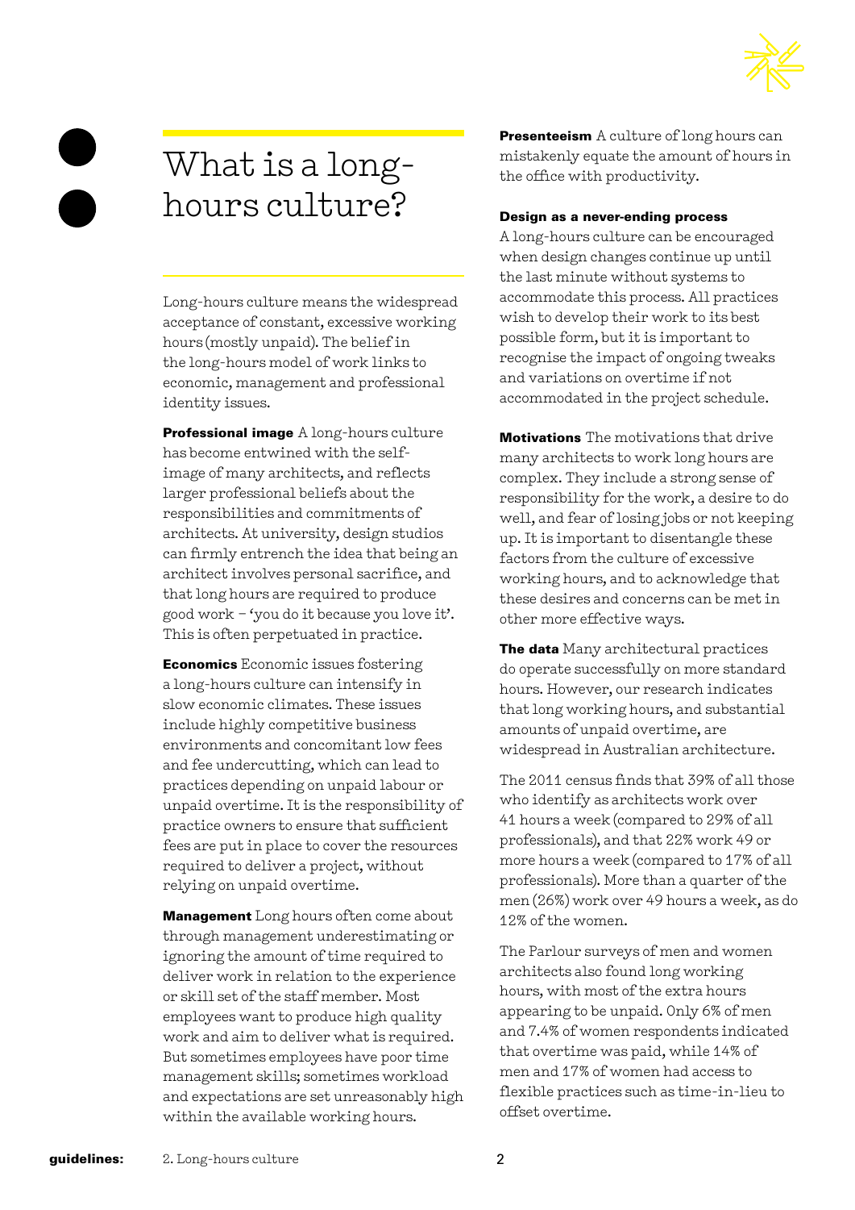# What is a long-hours culture?

Long-hours culture means the widespread acceptance of constant, excessive working hours (mostly unpaid). The belief in the long-hours model of work links to economic, management and professional identity issues.

**Professional image** A long-hours culture has become entwined with the self-image of many architects, and reflects larger professional beliefs about the responsibilities and commitments of architects. At university, design studios can firmly entrench the idea that being an architect involves personal sacrifice, and that long hours are required to produce good work – 'you do it because you love it'. This is often perpetuated in practice.

**Economics** Economic issues fostering a long-hours culture can intensify in slow economic climates. These issues include highly competitive business environments and concomitant low fees and fee undercutting, which can lead to practices depending on unpaid labour or unpaid overtime. It is the responsibility of practice owners to ensure that sufficient fees are put in place to cover the resources required to deliver a project, without relying on unpaid overtime.

**Management** Long hours often come about through management underestimating or ignoring the amount of time required to deliver work in relation to the experience or skill set of the staff member. Most employees want to produce high quality work and aim to deliver what is required. But sometimes employees have poor time management skills; sometimes workload and expectations are set unreasonably high within the available working hours.

**Presenteeism** A culture of long hours can mistakenly equate the amount of hours in the office with productivity.

**Design as a never-ending process**
A long-hours culture can be encouraged when design changes continue up until the last minute without systems to accommodate this process. All practices wish to develop their work to its best possible form, but it is important to recognise the impact of ongoing tweaks and variations on overtime if not accommodated in the project schedule.

**Motivations** The motivations that drive many architects to work long hours are complex. They include a strong sense of responsibility for the work, a desire to do well, and fear of losing jobs or not keeping up. It is important to disentangle these factors from the culture of excessive working hours, and to acknowledge that these desires and concerns can be met in other more effective ways.

**The data** Many architectural practices do operate successfully on more standard hours. However, our research indicates that long working hours, and substantial amounts of unpaid overtime, are widespread in Australian architecture.

The 2011 census finds that 39% of all those who identify as architects work over 41 hours a week (compared to 29% of all professionals), and that 22% work 49 or more hours a week (compared to 17% of all professionals). More than a quarter of the men (26%) work over 49 hours a week, as do 12% of the women.

The Parlour surveys of men and women architects also found long working hours, with most of the extra hours appearing to be unpaid. Only 6% of men and 7.4% of women respondents indicated that overtime was paid, while 14% of men and 17% of women had access to flexible practices such as time-in-lieu to offset overtime.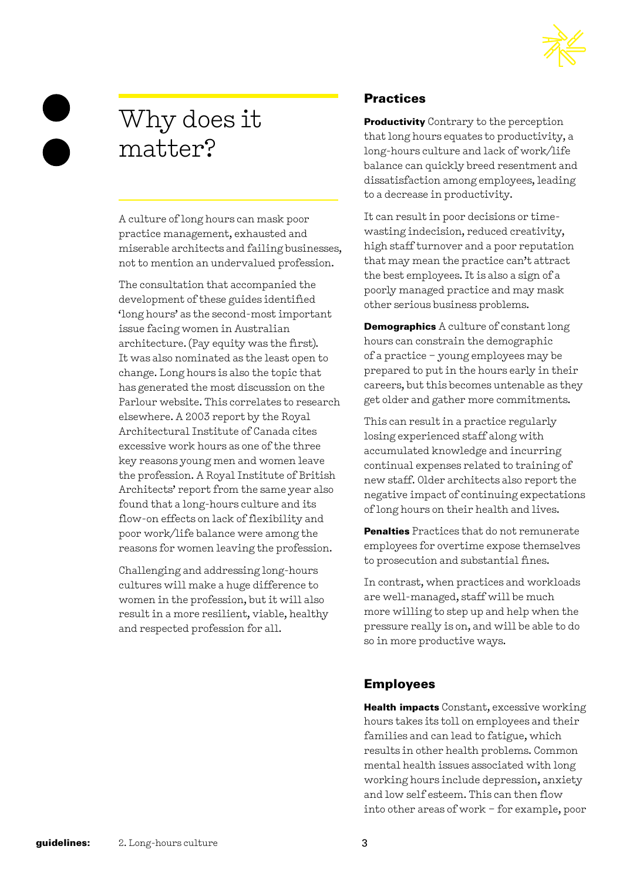# Why does it matter?

A culture of long hours can mask poor practice management, exhausted and miserable architects and failing businesses, not to mention an undervalued profession.

The consultation that accompanied the development of these guides identified 'long hours' as the second-most important issue facing women in Australian architecture. (Pay equity was the first). It was also nominated as the least open to change. Long hours is also the topic that has generated the most discussion on the Parlour website. This correlates to research elsewhere. A 2003 report by the Royal Architectural Institute of Canada cites excessive work hours as one of the three key reasons young men and women leave the profession. A Royal Institute of British Architects' report from the same year also found that a long-hours culture and its flow-on effects on lack of flexibility and poor work/life balance were among the reasons for women leaving the profession.

Challenging and addressing long-hours cultures will make a huge difference to women in the profession, but it will also result in a more resilient, viable, healthy and respected profession for all.

## Practices

**Productivity** Contrary to the perception that long hours equates to productivity, a long-hours culture and lack of work/life balance can quickly breed resentment and dissatisfaction among employees, leading to a decrease in productivity.

It can result in poor decisions or time-wasting indecision, reduced creativity, high staff turnover and a poor reputation that may mean the practice can't attract the best employees. It is also a sign of a poorly managed practice and may mask other serious business problems.

**Demographics** A culture of constant long hours can constrain the demographic of a practice – young employees may be prepared to put in the hours early in their careers, but this becomes untenable as they get older and gather more commitments.

This can result in a practice regularly losing experienced staff along with accumulated knowledge and incurring continual expenses related to training of new staff. Older architects also report the negative impact of continuing expectations of long hours on their health and lives.

**Penalties** Practices that do not remunerate employees for overtime expose themselves to prosecution and substantial fines.

In contrast, when practices and workloads are well-managed, staff will be much more willing to step up and help when the pressure really is on, and will be able to do so in more productive ways.

## Employees

**Health impacts** Constant, excessive working hours takes its toll on employees and their families and can lead to fatigue, which results in other health problems. Common mental health issues associated with long working hours include depression, anxiety and low self esteem. This can then flow into other areas of work – for example, poor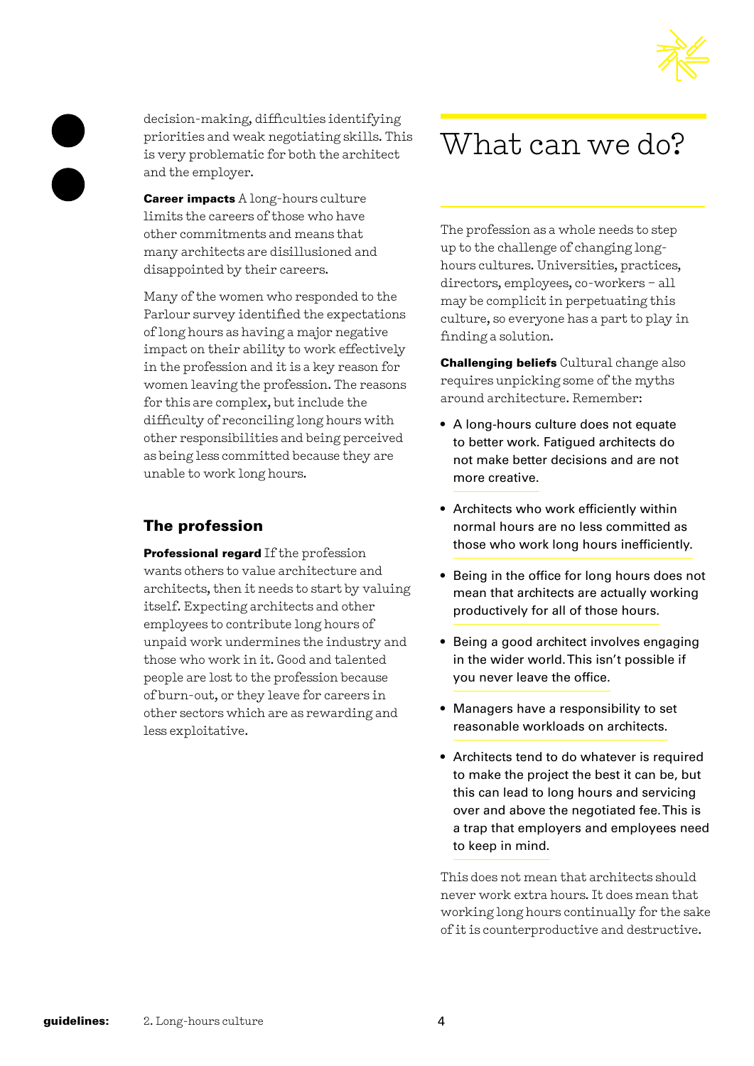decision-making, difficulties identifying priorities and weak negotiating skills. This is very problematic for both the architect and the employer.

**Career impacts** A long-hours culture limits the careers of those who have other commitments and means that many architects are disillusioned and disappointed by their careers.

Many of the women who responded to the Parlour survey identified the expectations of long hours as having a major negative impact on their ability to work effectively in the profession and it is a key reason for women leaving the profession. The reasons for this are complex, but include the difficulty of reconciling long hours with other responsibilities and being perceived as being less committed because they are unable to work long hours.

### The profession

**Professional regard** If the profession wants others to value architecture and architects, then it needs to start by valuing itself. Expecting architects and other employees to contribute long hours of unpaid work undermines the industry and those who work in it. Good and talented people are lost to the profession because of burn-out, or they leave for careers in other sectors which are as rewarding and less exploitative.

# What can we do?

The profession as a whole needs to step up to the challenge of changing long-hours cultures. Universities, practices, directors, employees, co-workers – all may be complicit in perpetuating this culture, so everyone has a part to play in finding a solution.

**Challenging beliefs** Cultural change also requires unpicking some of the myths around architecture. Remember:

- A long-hours culture does not equate to better work. Fatigued architects do not make better decisions and are not more creative.
- Architects who work efficiently within normal hours are no less committed as those who work long hours inefficiently.
- Being in the office for long hours does not mean that architects are actually working productively for all of those hours.
- Being a good architect involves engaging in the wider world. This isn't possible if you never leave the office.
- Managers have a responsibility to set reasonable workloads on architects.
- Architects tend to do whatever is required to make the project the best it can be, but this can lead to long hours and servicing over and above the negotiated fee. This is a trap that employers and employees need to keep in mind.

This does not mean that architects should never work extra hours. It does mean that working long hours continually for the sake of it is counterproductive and destructive.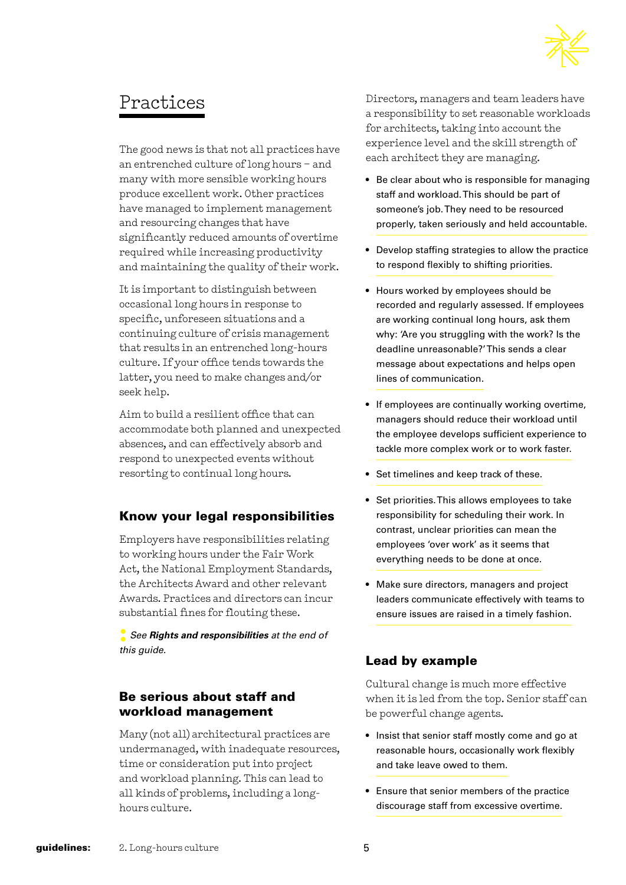# Practices

The good news is that not all practices have an entrenched culture of long hours – and many with more sensible working hours produce excellent work. Other practices have managed to implement management and resourcing changes that have significantly reduced amounts of overtime required while increasing productivity and maintaining the quality of their work.

It is important to distinguish between occasional long hours in response to specific, unforeseen situations and a continuing culture of crisis management that results in an entrenched long-hours culture. If your office tends towards the latter, you need to make changes and/or seek help.

Aim to build a resilient office that can accommodate both planned and unexpected absences, and can effectively absorb and respond to unexpected events without resorting to continual long hours.

## Know your legal responsibilities

Employers have responsibilities relating to working hours under the Fair Work Act, the National Employment Standards, the Architects Award and other relevant Awards. Practices and directors can incur substantial fines for flouting these.

*See **Rights and responsibilities** at the end of this guide.*

## Be serious about staff and workload management

Many (not all) architectural practices are undermanaged, with inadequate resources, time or consideration put into project and workload planning. This can lead to all kinds of problems, including a long-hours culture.

Directors, managers and team leaders have a responsibility to set reasonable workloads for architects, taking into account the experience level and the skill strength of each architect they are managing.

- Be clear about who is responsible for managing staff and workload. This should be part of someone's job. They need to be resourced properly, taken seriously and held accountable.
- Develop staffing strategies to allow the practice to respond flexibly to shifting priorities.
- Hours worked by employees should be recorded and regularly assessed. If employees are working continual long hours, ask them why: 'Are you struggling with the work? Is the deadline unreasonable?' This sends a clear message about expectations and helps open lines of communication.
- If employees are continually working overtime, managers should reduce their workload until the employee develops sufficient experience to tackle more complex work or to work faster.
- Set timelines and keep track of these.
- Set priorities. This allows employees to take responsibility for scheduling their work. In contrast, unclear priorities can mean the employees 'over work' as it seems that everything needs to be done at once.
- Make sure directors, managers and project leaders communicate effectively with teams to ensure issues are raised in a timely fashion.

## Lead by example

Cultural change is much more effective when it is led from the top. Senior staff can be powerful change agents.

- Insist that senior staff mostly come and go at reasonable hours, occasionally work flexibly and take leave owed to them.
- Ensure that senior members of the practice discourage staff from excessive overtime.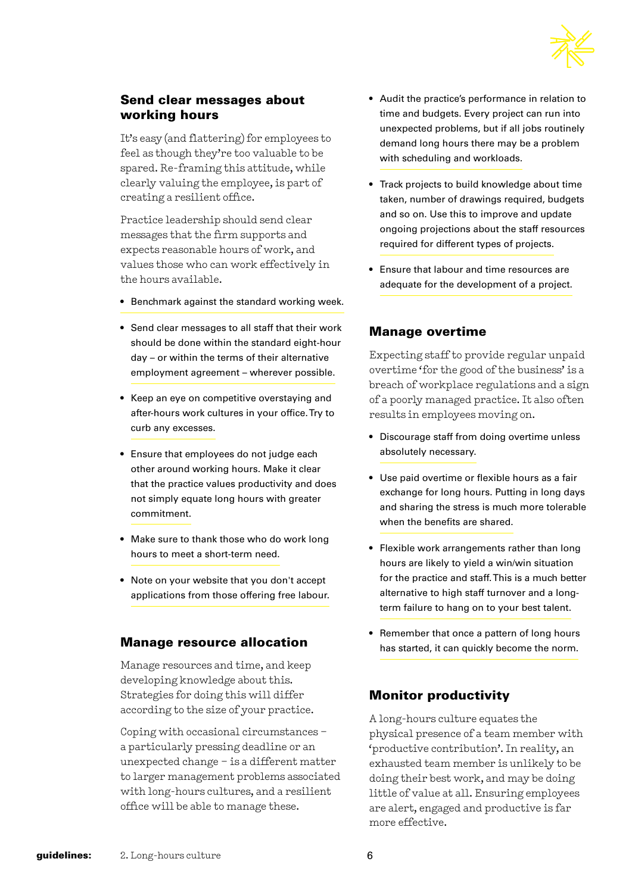## Send clear messages about working hours

It's easy (and flattering) for employees to feel as though they're too valuable to be spared. Re-framing this attitude, while clearly valuing the employee, is part of creating a resilient office.

Practice leadership should send clear messages that the firm supports and expects reasonable hours of work, and values those who can work effectively in the hours available.

- Benchmark against the standard working week.
- Send clear messages to all staff that their work should be done within the standard eight-hour day – or within the terms of their alternative employment agreement – wherever possible.
- Keep an eye on competitive overstaying and after-hours work cultures in your office. Try to curb any excesses.
- Ensure that employees do not judge each other around working hours. Make it clear that the practice values productivity and does not simply equate long hours with greater commitment.
- Make sure to thank those who do work long hours to meet a short-term need.
- Note on your website that you don't accept applications from those offering free labour.

## Manage resource allocation

Manage resources and time, and keep developing knowledge about this. Strategies for doing this will differ according to the size of your practice.

Coping with occasional circumstances – a particularly pressing deadline or an unexpected change – is a different matter to larger management problems associated with long-hours cultures, and a resilient office will be able to manage these.

- Audit the practice's performance in relation to time and budgets. Every project can run into unexpected problems, but if all jobs routinely demand long hours there may be a problem with scheduling and workloads.
- Track projects to build knowledge about time taken, number of drawings required, budgets and so on. Use this to improve and update ongoing projections about the staff resources required for different types of projects.
- Ensure that labour and time resources are adequate for the development of a project.

## Manage overtime

Expecting staff to provide regular unpaid overtime 'for the good of the business' is a breach of workplace regulations and a sign of a poorly managed practice. It also often results in employees moving on.

- Discourage staff from doing overtime unless absolutely necessary.
- Use paid overtime or flexible hours as a fair exchange for long hours. Putting in long days and sharing the stress is much more tolerable when the benefits are shared.
- Flexible work arrangements rather than long hours are likely to yield a win/win situation for the practice and staff. This is a much better alternative to high staff turnover and a long-term failure to hang on to your best talent.
- Remember that once a pattern of long hours has started, it can quickly become the norm.

## Monitor productivity

A long-hours culture equates the physical presence of a team member with 'productive contribution'. In reality, an exhausted team member is unlikely to be doing their best work, and may be doing little of value at all. Ensuring employees are alert, engaged and productive is far more effective.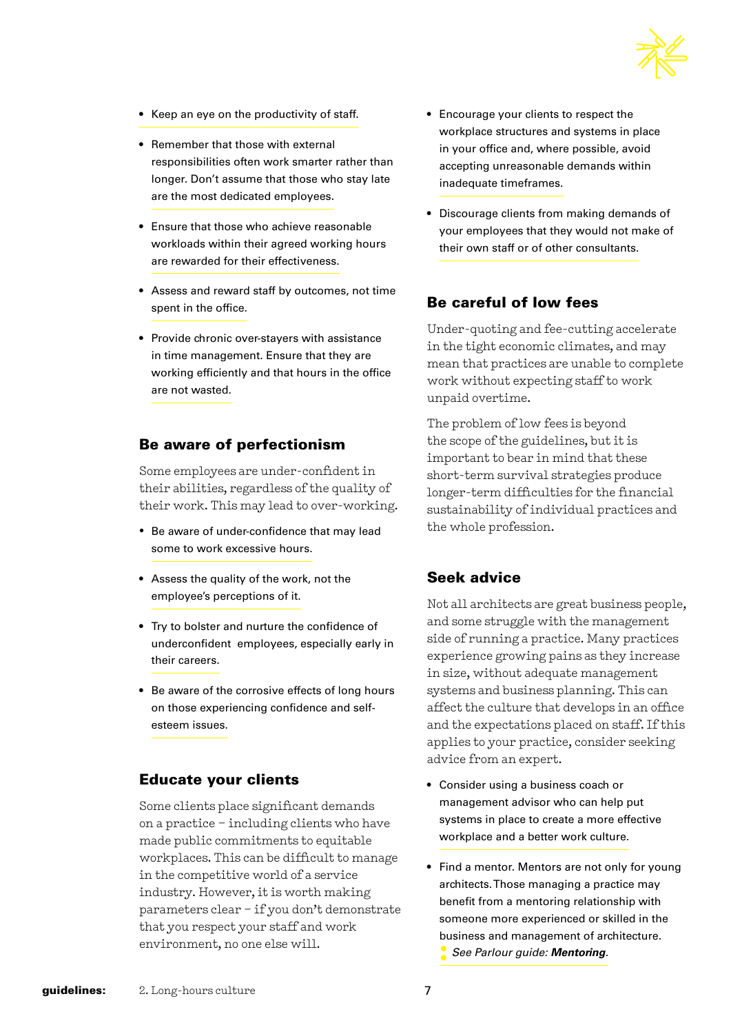- Keep an eye on the productivity of staff.
- Remember that those with external responsibilities often work smarter rather than longer. Don't assume that those who stay late are the most dedicated employees.
- Ensure that those who achieve reasonable workloads within their agreed working hours are rewarded for their effectiveness.
- Assess and reward staff by outcomes, not time spent in the office.
- Provide chronic over-stayers with assistance in time management. Ensure that they are working efficiently and that hours in the office are not wasted.

## Be aware of perfectionism

Some employees are under-confident in their abilities, regardless of the quality of their work. This may lead to over-working.

- Be aware of under-confidence that may lead some to work excessive hours.
- Assess the quality of the work, not the employee's perceptions of it.
- Try to bolster and nurture the confidence of underconfident employees, especially early in their careers.
- Be aware of the corrosive effects of long hours on those experiencing confidence and self-esteem issues.

## Educate your clients

Some clients place significant demands on a practice – including clients who have made public commitments to equitable workplaces. This can be difficult to manage in the competitive world of a service industry. However, it is worth making parameters clear – if you don't demonstrate that you respect your staff and work environment, no one else will.

- Encourage your clients to respect the workplace structures and systems in place in your office and, where possible, avoid accepting unreasonable demands within inadequate timeframes.
- Discourage clients from making demands of your employees that they would not make of their own staff or of other consultants.

## Be careful of low fees

Under-quoting and fee-cutting accelerate in the tight economic climates, and may mean that practices are unable to complete work without expecting staff to work unpaid overtime.

The problem of low fees is beyond the scope of the guidelines, but it is important to bear in mind that these short-term survival strategies produce longer-term difficulties for the financial sustainability of individual practices and the whole profession.

## Seek advice

Not all architects are great business people, and some struggle with the management side of running a practice. Many practices experience growing pains as they increase in size, without adequate management systems and business planning. This can affect the culture that develops in an office and the expectations placed on staff. If this applies to your practice, consider seeking advice from an expert.

- Consider using a business coach or management advisor who can help put systems in place to create a more effective workplace and a better work culture.
- Find a mentor. Mentors are not only for young architects. Those managing a practice may benefit from a mentoring relationship with someone more experienced or skilled in the business and management of architecture.
  *See Parlour guide: **Mentoring**.*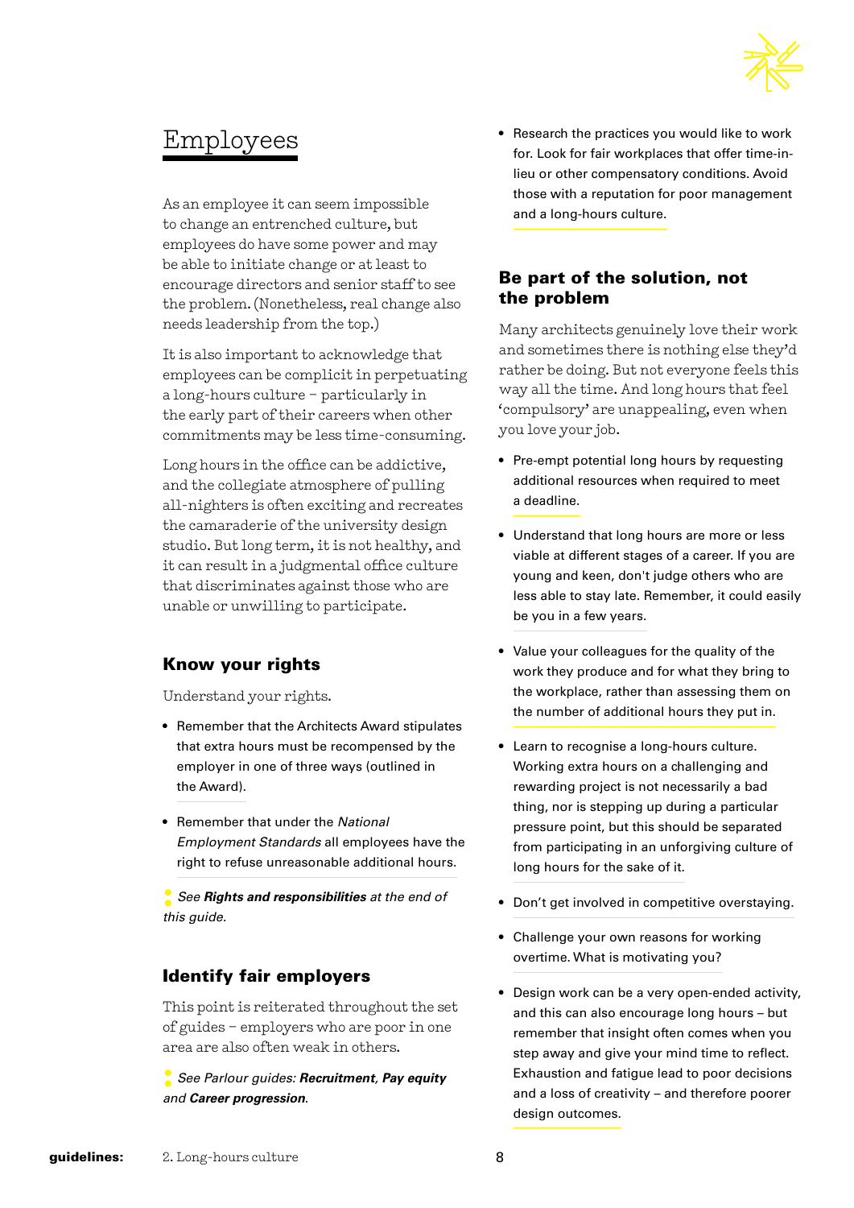# Employees

As an employee it can seem impossible to change an entrenched culture, but employees do have some power and may be able to initiate change or at least to encourage directors and senior staff to see the problem. (Nonetheless, real change also needs leadership from the top.)

It is also important to acknowledge that employees can be complicit in perpetuating a long-hours culture – particularly in the early part of their careers when other commitments may be less time-consuming.

Long hours in the office can be addictive, and the collegiate atmosphere of pulling all-nighters is often exciting and recreates the camaraderie of the university design studio. But long term, it is not healthy, and it can result in a judgmental office culture that discriminates against those who are unable or unwilling to participate.

## Know your rights

Understand your rights.

- Remember that the Architects Award stipulates that extra hours must be recompensed by the employer in one of three ways (outlined in the Award).
- Remember that under the *National Employment Standards* all employees have the right to refuse unreasonable additional hours.

*See* ***Rights and responsibilities*** *at the end of this guide.*

## Identify fair employers

This point is reiterated throughout the set of guides – employers who are poor in one area are also often weak in others.

*See Parlour guides:* ***Recruitment***, ***Pay equity*** *and* ***Career progression****.*

- Research the practices you would like to work for. Look for fair workplaces that offer time-in-lieu or other compensatory conditions. Avoid those with a reputation for poor management and a long-hours culture.

## Be part of the solution, not the problem

Many architects genuinely love their work and sometimes there is nothing else they'd rather be doing. But not everyone feels this way all the time. And long hours that feel 'compulsory' are unappealing, even when you love your job.

- Pre-empt potential long hours by requesting additional resources when required to meet a deadline.
- Understand that long hours are more or less viable at different stages of a career. If you are young and keen, don't judge others who are less able to stay late. Remember, it could easily be you in a few years.
- Value your colleagues for the quality of the work they produce and for what they bring to the workplace, rather than assessing them on the number of additional hours they put in.
- Learn to recognise a long-hours culture. Working extra hours on a challenging and rewarding project is not necessarily a bad thing, nor is stepping up during a particular pressure point, but this should be separated from participating in an unforgiving culture of long hours for the sake of it.
- Don't get involved in competitive overstaying.
- Challenge your own reasons for working overtime. What is motivating you?
- Design work can be a very open-ended activity, and this can also encourage long hours – but remember that insight often comes when you step away and give your mind time to reflect. Exhaustion and fatigue lead to poor decisions and a loss of creativity – and therefore poorer design outcomes.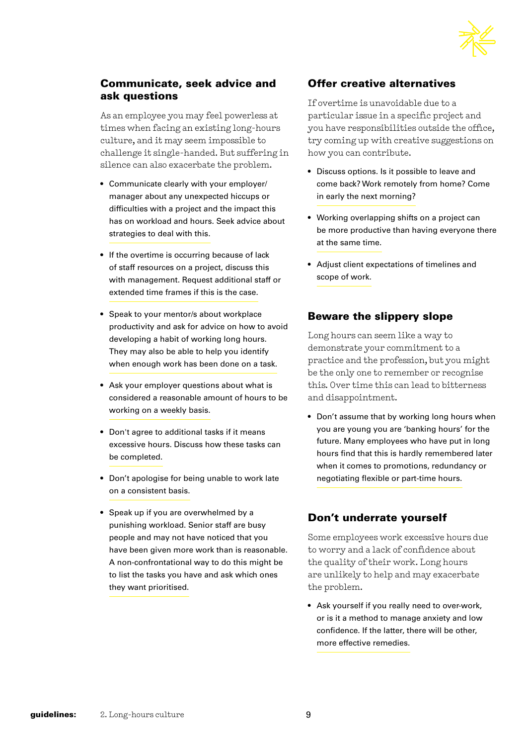## Communicate, seek advice and ask questions

As an employee you may feel powerless at times when facing an existing long-hours culture, and it may seem impossible to challenge it single-handed. But suffering in silence can also exacerbate the problem.

- Communicate clearly with your employer/manager about any unexpected hiccups or difficulties with a project and the impact this has on workload and hours. Seek advice about strategies to deal with this.
- If the overtime is occurring because of lack of staff resources on a project, discuss this with management. Request additional staff or extended time frames if this is the case.
- Speak to your mentor/s about workplace productivity and ask for advice on how to avoid developing a habit of working long hours. They may also be able to help you identify when enough work has been done on a task.
- Ask your employer questions about what is considered a reasonable amount of hours to be working on a weekly basis.
- Don't agree to additional tasks if it means excessive hours. Discuss how these tasks can be completed.
- Don't apologise for being unable to work late on a consistent basis.
- Speak up if you are overwhelmed by a punishing workload. Senior staff are busy people and may not have noticed that you have been given more work than is reasonable. A non-confrontational way to do this might be to list the tasks you have and ask which ones they want prioritised.

## Offer creative alternatives

If overtime is unavoidable due to a particular issue in a specific project and you have responsibilities outside the office, try coming up with creative suggestions on how you can contribute.

- Discuss options. Is it possible to leave and come back? Work remotely from home? Come in early the next morning?
- Working overlapping shifts on a project can be more productive than having everyone there at the same time.
- Adjust client expectations of timelines and scope of work.

## Beware the slippery slope

Long hours can seem like a way to demonstrate your commitment to a practice and the profession, but you might be the only one to remember or recognise this. Over time this can lead to bitterness and disappointment.

- Don't assume that by working long hours when you are young you are 'banking hours' for the future. Many employees who have put in long hours find that this is hardly remembered later when it comes to promotions, redundancy or negotiating flexible or part-time hours.

## Don't underrate yourself

Some employees work excessive hours due to worry and a lack of confidence about the quality of their work. Long hours are unlikely to help and may exacerbate the problem.

- Ask yourself if you really need to over-work, or is it a method to manage anxiety and low confidence. If the latter, there will be other, more effective remedies.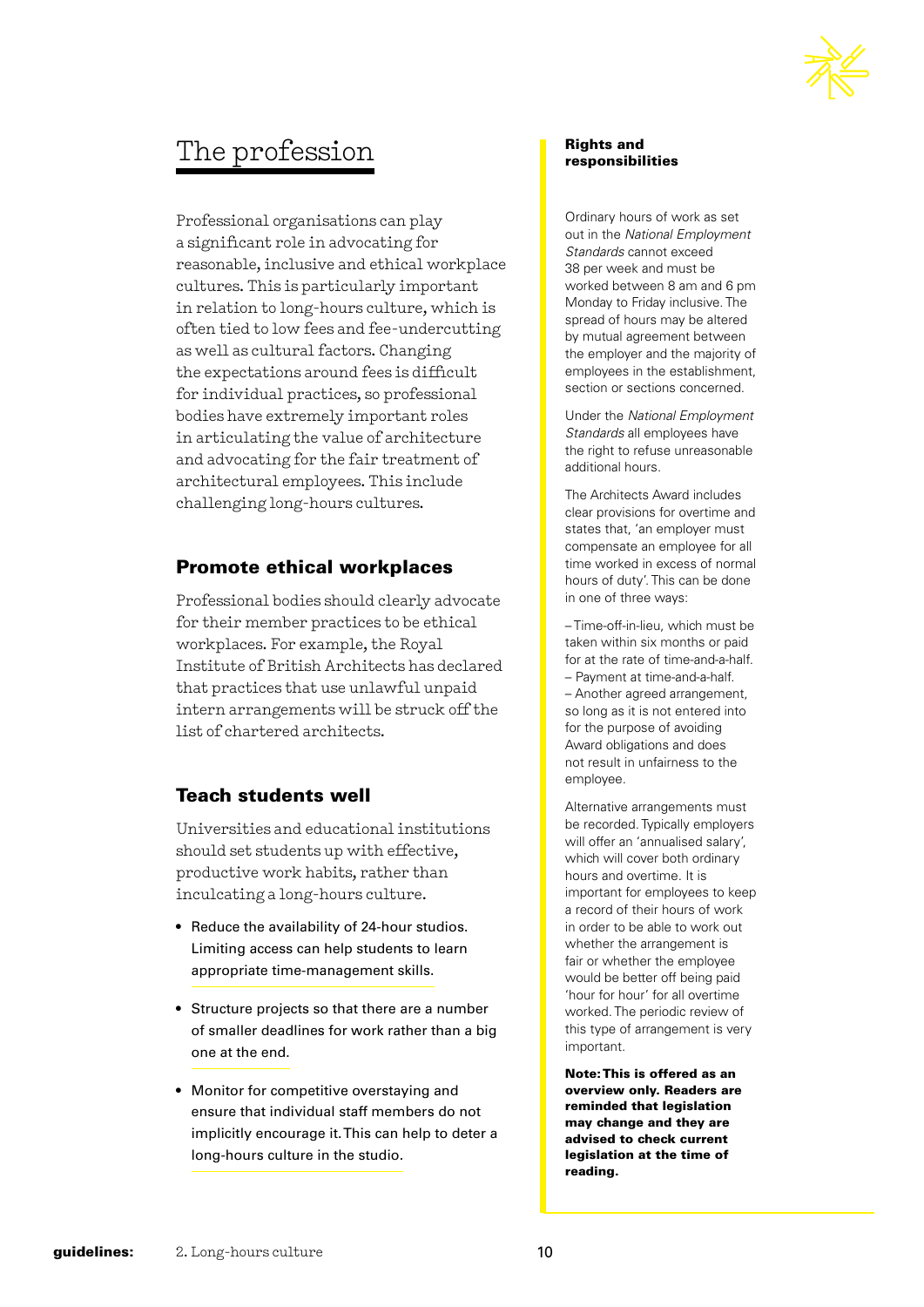# The profession

Professional organisations can play a significant role in advocating for reasonable, inclusive and ethical workplace cultures. This is particularly important in relation to long-hours culture, which is often tied to low fees and fee-undercutting as well as cultural factors. Changing the expectations around fees is difficult for individual practices, so professional bodies have extremely important roles in articulating the value of architecture and advocating for the fair treatment of architectural employees. This include challenging long-hours cultures.

## Promote ethical workplaces

Professional bodies should clearly advocate for their member practices to be ethical workplaces. For example, the Royal Institute of British Architects has declared that practices that use unlawful unpaid intern arrangements will be struck off the list of chartered architects.

## Teach students well

Universities and educational institutions should set students up with effective, productive work habits, rather than inculcating a long-hours culture.

- Reduce the availability of 24-hour studios. Limiting access can help students to learn appropriate time-management skills.
- Structure projects so that there are a number of smaller deadlines for work rather than a big one at the end.
- Monitor for competitive overstaying and ensure that individual staff members do not implicitly encourage it. This can help to deter a long-hours culture in the studio.

**Rights and responsibilities**

Ordinary hours of work as set out in the *National Employment Standards* cannot exceed 38 per week and must be worked between 8 am and 6 pm Monday to Friday inclusive. The spread of hours may be altered by mutual agreement between the employer and the majority of employees in the establishment, section or sections concerned.

Under the *National Employment Standards* all employees have the right to refuse unreasonable additional hours.

The Architects Award includes clear provisions for overtime and states that, 'an employer must compensate an employee for all time worked in excess of normal hours of duty'. This can be done in one of three ways:

– Time-off-in-lieu, which must be taken within six months or paid for at the rate of time-and-a-half.
– Payment at time-and-a-half.
– Another agreed arrangement, so long as it is not entered into for the purpose of avoiding Award obligations and does not result in unfairness to the employee.

Alternative arrangements must be recorded. Typically employers will offer an 'annualised salary', which will cover both ordinary hours and overtime. It is important for employees to keep a record of their hours of work in order to be able to work out whether the arrangement is fair or whether the employee would be better off being paid 'hour for hour' for all overtime worked. The periodic review of this type of arrangement is very important.

**Note: This is offered as an overview only. Readers are reminded that legislation may change and they are advised to check current legislation at the time of reading.**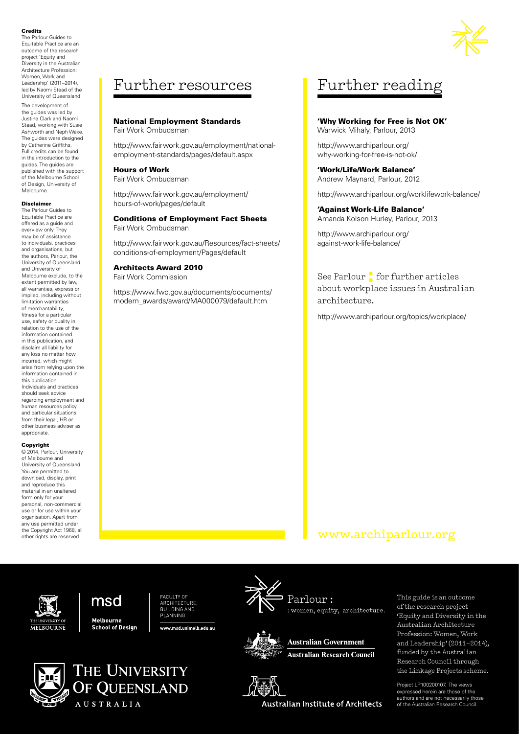**Credits**

The Parlour Guides to Equitable Practice are an outcome of the research project 'Equity and Diversity in the Australian Architecture Profession: Women, Work and Leadership' (2011–2014), led by Naomi Stead of the University of Queensland.

The development of the guides was led by Justine Clark and Naomi Stead, working with Susie Ashworth and Neph Wake. The guides were designed by Catherine Griffiths. Full credits can be found in the introduction to the guides. The guides are published with the support of the Melbourne School of Design, University of Melbourne.

**Disclaimer**

The Parlour Guides to Equitable Practice are offered as a guide and overview only. They may be of assistance to individuals, practices and organisations, but the authors, Parlour, the University of Queensland and University of Melbourne exclude, to the extent permitted by law, all warranties, express or implied, including without limitation warranties of merchantability, fitness for a particular use, safety or quality in relation to the use of the information contained in this publication, and disclaim all liability for any loss no matter how incurred, which might arise from relying upon the information contained in this publication. Individuals and practices should seek advice regarding employment and human resources policy and particular situations from their legal, HR or other business adviser as appropriate.

**Copyright**

© 2014, Parlour, University of Melbourne and University of Queensland. You are permitted to download, display, print and reproduce this material in an unaltered form only for your personal, non-commercial use or for use within your organisation. Apart from any use permitted under the Copyright Act 1968, all other rights are reserved.

# Further resources

### National Employment Standards
Fair Work Ombudsman

http://www.fairwork.gov.au/employment/national-employment-standards/pages/default.aspx

### Hours of Work
Fair Work Ombudsman

http://www.fairwork.gov.au/employment/hours-of-work/pages/default

### Conditions of Employment Fact Sheets
Fair Work Ombudsman

http://www.fairwork.gov.au/Resources/fact-sheets/conditions-of-employment/Pages/default

### Architects Award 2010
Fair Work Commission

https://www.fwc.gov.au/documents/documents/modern_awards/award/MA000079/default.htm

# Further reading

### 'Why Working for Free is Not OK'
Warwick Mihaly, Parlour, 2013

http://www.archiparlour.org/why-working-for-free-is-not-ok/

### 'Work/Life/Work Balance'
Andrew Maynard, Parlour, 2012

http://www.archiparlour.org/worklifework-balance/

### 'Against Work-Life Balance'
Amanda Kolson Hurley, Parlour, 2013

http://www.archiparlour.org/against-work-life-balance/

See Parlour : for further articles about workplace issues in Australian architecture.

http://www.archiparlour.org/topics/workplace/

www.archiparlour.org

THE UNIVERSITY OF MELBOURNE

msd Melbourne School of Design

FACULTY OF ARCHITECTURE, BUILDING AND PLANNING

www.msd.unimelb.edu.au

THE UNIVERSITY OF QUEENSLAND AUSTRALIA

Parlour : : women, equity, architecture.

Australian Government
Australian Research Council

Australian Institute of Architects

This guide is an outcome of the research project 'Equity and Diversity in the Australian Architecture Profession: Women, Work and Leadership' (2011–2014), funded by the Australian Research Council through the Linkage Projects scheme.

Project LP100200107. The views expressed herein are those of the authors and are not necessarily those of the Australian Research Council.